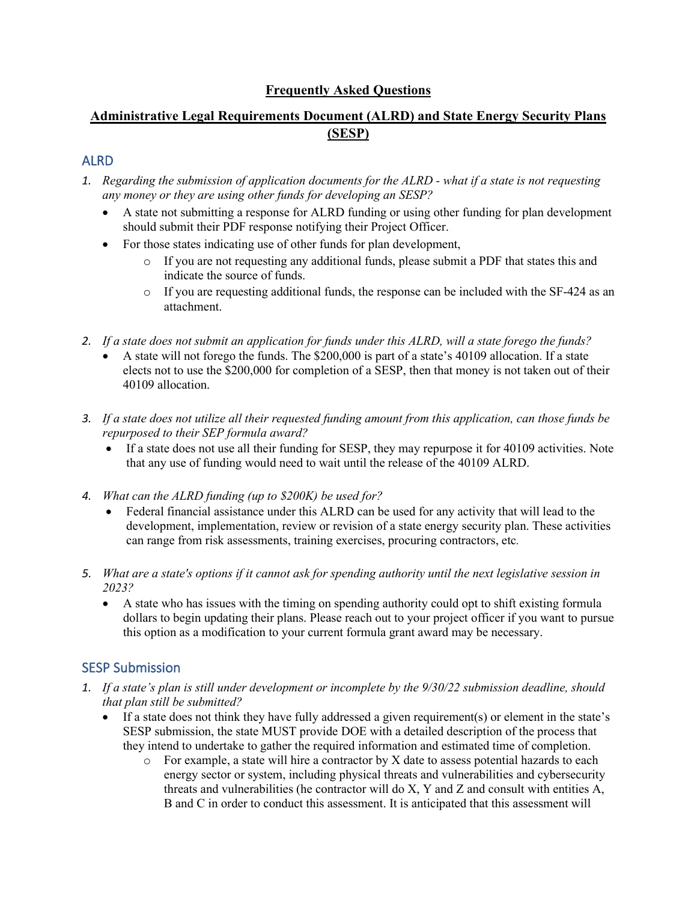# Frequently Asked Questions

## Administrative Legal Requirements Document (ALRD) and State Energy Security Plans (SESP)

### ALRD

1. *Regarding the submission of application documents for the ALRD - what if a state is not requesting any money or they are using other funds for developing an SESP?*
   - A state not submitting a response for ALRD funding or using other funding for plan development should submit their PDF response notifying their Project Officer.
   - For those states indicating use of other funds for plan development,
     - If you are not requesting any additional funds, please submit a PDF that states this and indicate the source of funds.
     - If you are requesting additional funds, the response can be included with the SF-424 as an attachment.

2. *If a state does not submit an application for funds under this ALRD, will a state forego the funds?*
   - A state will not forego the funds. The $200,000 is part of a state's 40109 allocation. If a state elects not to use the $200,000 for completion of a SESP, then that money is not taken out of their 40109 allocation.

3. *If a state does not utilize all their requested funding amount from this application, can those funds be repurposed to their SEP formula award?*
   - If a state does not use all their funding for SESP, they may repurpose it for 40109 activities. Note that any use of funding would need to wait until the release of the 40109 ALRD.

4. *What can the ALRD funding (up to $200K) be used for?*
   - Federal financial assistance under this ALRD can be used for any activity that will lead to the development, implementation, review or revision of a state energy security plan. These activities can range from risk assessments, training exercises, procuring contractors, etc.

5. *What are a state's options if it cannot ask for spending authority until the next legislative session in 2023?*
   - A state who has issues with the timing on spending authority could opt to shift existing formula dollars to begin updating their plans. Please reach out to your project officer if you want to pursue this option as a modification to your current formula grant award may be necessary.

### SESP Submission

1. *If a state's plan is still under development or incomplete by the 9/30/22 submission deadline, should that plan still be submitted?*
   - If a state does not think they have fully addressed a given requirement(s) or element in the state's SESP submission, the state MUST provide DOE with a detailed description of the process that they intend to undertake to gather the required information and estimated time of completion.
     - For example, a state will hire a contractor by X date to assess potential hazards to each energy sector or system, including physical threats and vulnerabilities and cybersecurity threats and vulnerabilities (he contractor will do X, Y and Z and consult with entities A, B and C in order to conduct this assessment. It is anticipated that this assessment will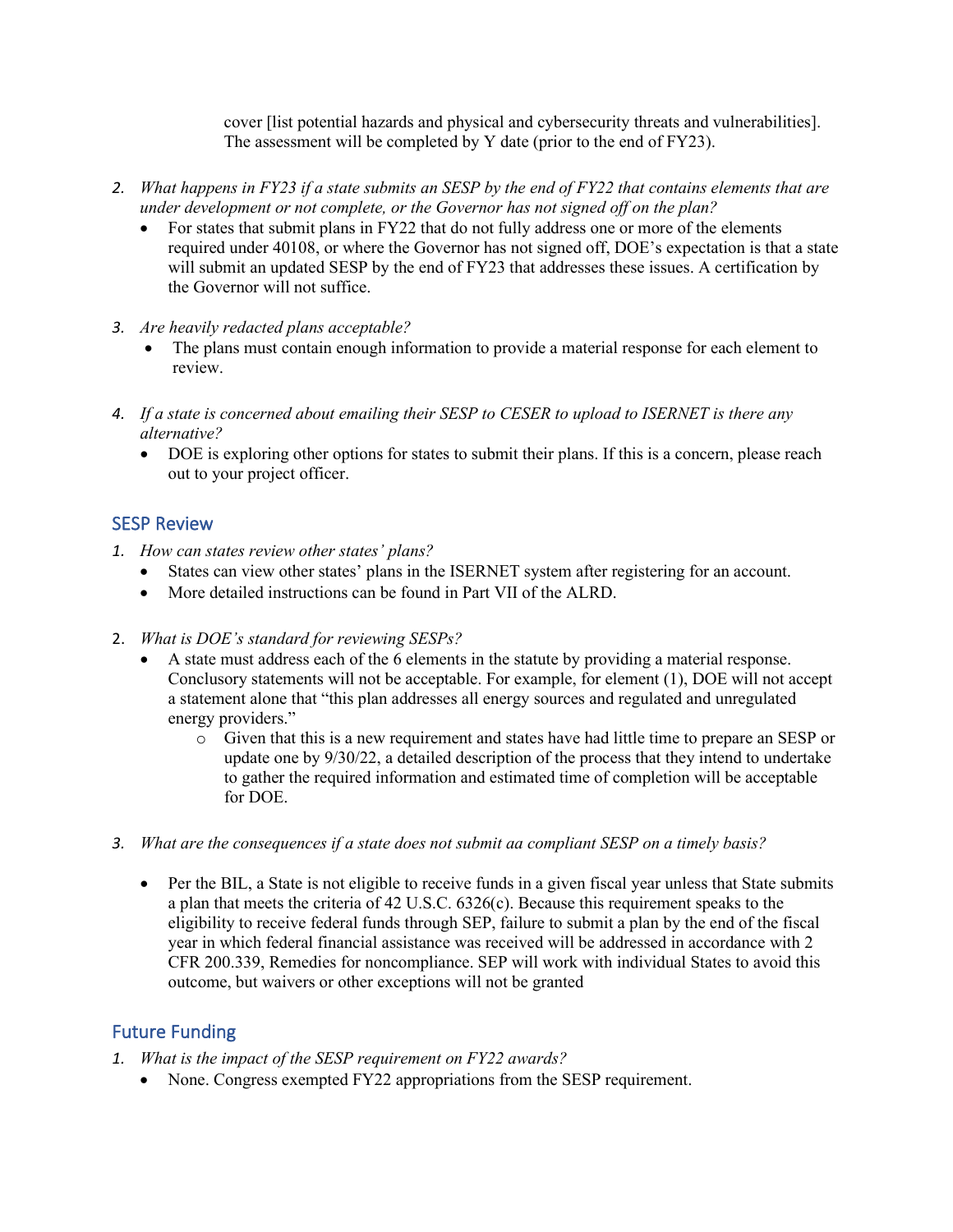cover [list potential hazards and physical and cybersecurity threats and vulnerabilities]. The assessment will be completed by Y date (prior to the end of FY23).

2. *What happens in FY23 if a state submits an SESP by the end of FY22 that contains elements that are under development or not complete, or the Governor has not signed off on the plan?*
   - For states that submit plans in FY22 that do not fully address one or more of the elements required under 40108, or where the Governor has not signed off, DOE's expectation is that a state will submit an updated SESP by the end of FY23 that addresses these issues. A certification by the Governor will not suffice.

3. *Are heavily redacted plans acceptable?*
   - The plans must contain enough information to provide a material response for each element to review.

4. *If a state is concerned about emailing their SESP to CESER to upload to ISERNET is there any alternative?*
   - DOE is exploring other options for states to submit their plans. If this is a concern, please reach out to your project officer.

## SESP Review

1. *How can states review other states' plans?*
   - States can view other states' plans in the ISERNET system after registering for an account.
   - More detailed instructions can be found in Part VII of the ALRD.

2. *What is DOE's standard for reviewing SESPs?*
   - A state must address each of the 6 elements in the statute by providing a material response. Conclusory statements will not be acceptable. For example, for element (1), DOE will not accept a statement alone that "this plan addresses all energy sources and regulated and unregulated energy providers."
     - Given that this is a new requirement and states have had little time to prepare an SESP or update one by 9/30/22, a detailed description of the process that they intend to undertake to gather the required information and estimated time of completion will be acceptable for DOE.

3. *What are the consequences if a state does not submit aa compliant SESP on a timely basis?*
   - Per the BIL, a State is not eligible to receive funds in a given fiscal year unless that State submits a plan that meets the criteria of 42 U.S.C. 6326(c). Because this requirement speaks to the eligibility to receive federal funds through SEP, failure to submit a plan by the end of the fiscal year in which federal financial assistance was received will be addressed in accordance with 2 CFR 200.339, Remedies for noncompliance. SEP will work with individual States to avoid this outcome, but waivers or other exceptions will not be granted

## Future Funding

1. *What is the impact of the SESP requirement on FY22 awards?*
   - None. Congress exempted FY22 appropriations from the SESP requirement.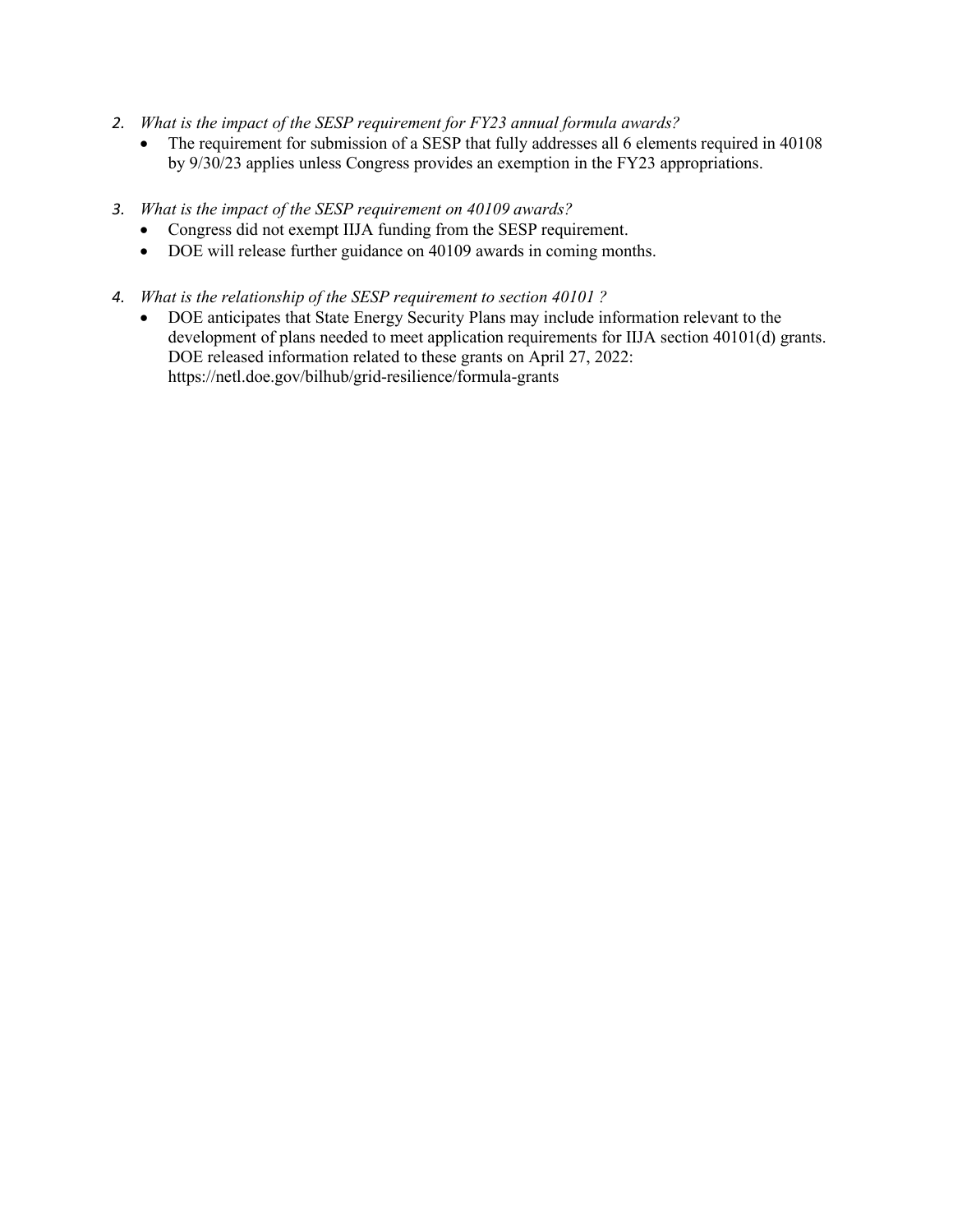2. *What is the impact of the SESP requirement for FY23 annual formula awards?*
   - The requirement for submission of a SESP that fully addresses all 6 elements required in 40108 by 9/30/23 applies unless Congress provides an exemption in the FY23 appropriations.

3. *What is the impact of the SESP requirement on 40109 awards?*
   - Congress did not exempt IIJA funding from the SESP requirement.
   - DOE will release further guidance on 40109 awards in coming months.

4. *What is the relationship of the SESP requirement to section 40101 ?*
   - DOE anticipates that State Energy Security Plans may include information relevant to the development of plans needed to meet application requirements for IIJA section 40101(d) grants. DOE released information related to these grants on April 27, 2022: https://netl.doe.gov/bilhub/grid-resilience/formula-grants